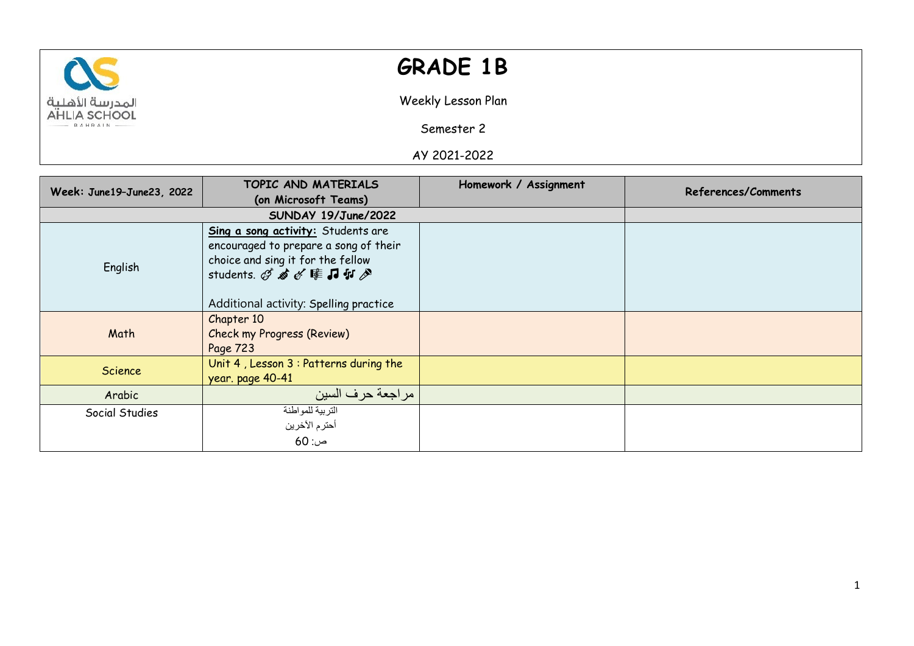المدرسة الأهلية
AHLIA SCHOOL
BAHRAIN

# GRADE 1B

Weekly Lesson Plan

Semester 2

AY 2021-2022

| Week: June19–June23, 2022 | TOPIC AND MATERIALS (on Microsoft Teams) | Homework / Assignment | References/Comments |
|---|---|---|---|
| SUNDAY 19/June/2022 | | | |
| English | **Sing a song activity:** Students are encouraged to prepare a song of their choice and sing it for the fellow students. 🎸 🎷 🎸 🎼 🎵 🎶 🎤<br><br>Additional activity: Spelling practice | | |
| Math | Chapter 10<br>Check my Progress (Review)<br>Page 723 | | |
| Science | Unit 4 , Lesson 3 : Patterns during the year. page 40-41 | | |
| Arabic | مراجعة حرف السين | | |
| Social Studies | التربية للمواطنة<br>أحترم الأخرين<br>ص: 60 | | |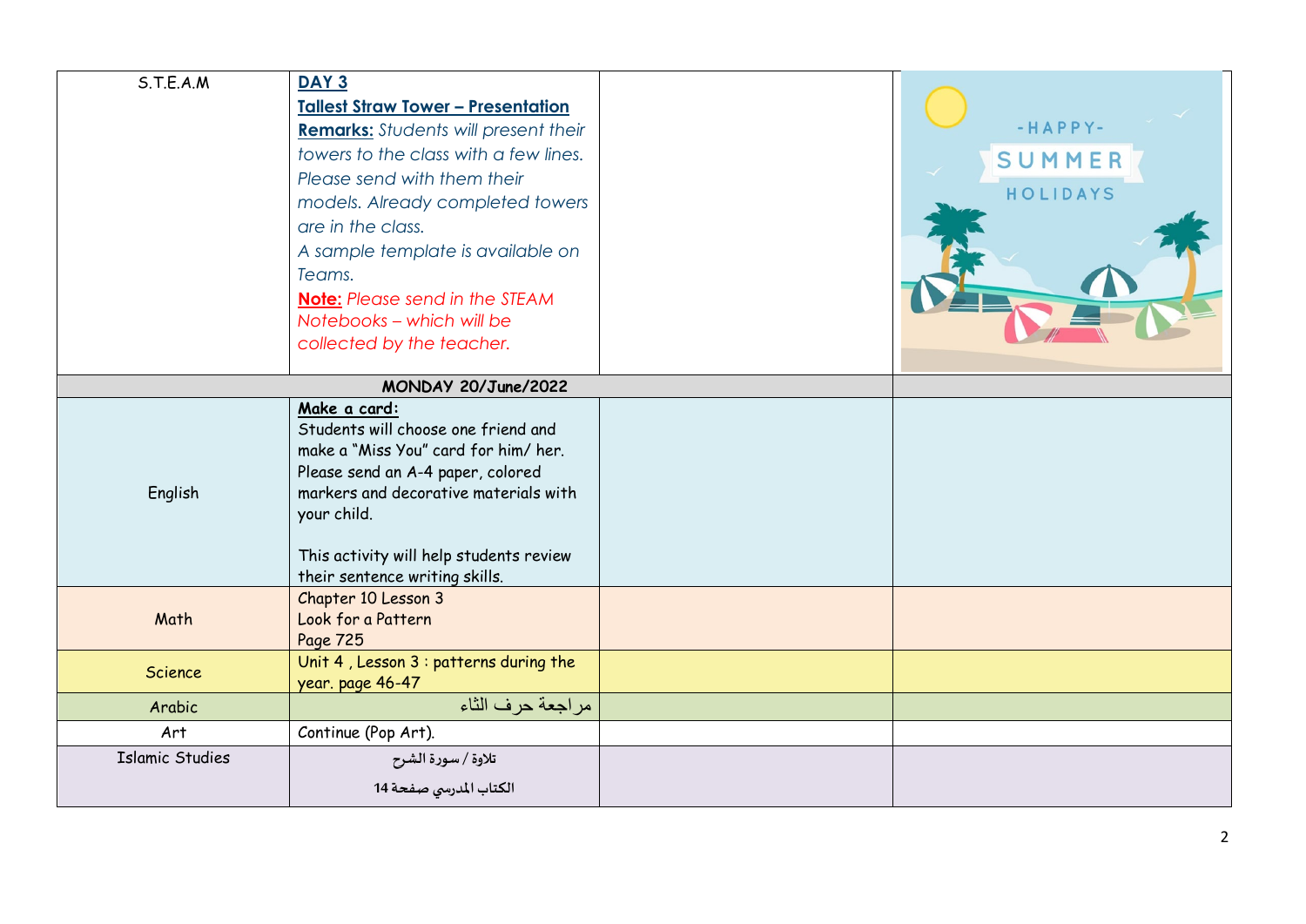| S.T.E.A.M | **DAY 3**<br>**Tallest Straw Tower – Presentation**<br>**Remarks:** *Students will present their towers to the class with a few lines. Please send with them their models. Already completed towers are in the class.*<br>*A sample template is available on Teams.*<br>**Note:** *Please send in the STEAM Notebooks – which will be collected by the teacher.* | | |
|---|---|---|---|
| **MONDAY 20/June/2022** | | | |
| English | **Make a card:**<br>Students will choose one friend and make a "Miss You" card for him/ her. Please send an A-4 paper, colored markers and decorative materials with your child.<br><br>This activity will help students review their sentence writing skills. | | |
| Math | Chapter 10 Lesson 3<br>Look for a Pattern<br>Page 725 | | |
| Science | Unit 4 , Lesson 3 : patterns during the year. page 46-47 | | |
| Arabic | مراجعة حرف الثاء | | |
| Art | Continue (Pop Art). | | |
| Islamic Studies | تلاوة / سورة الشرح<br>الكتاب المدرسي صفحة 14 | | |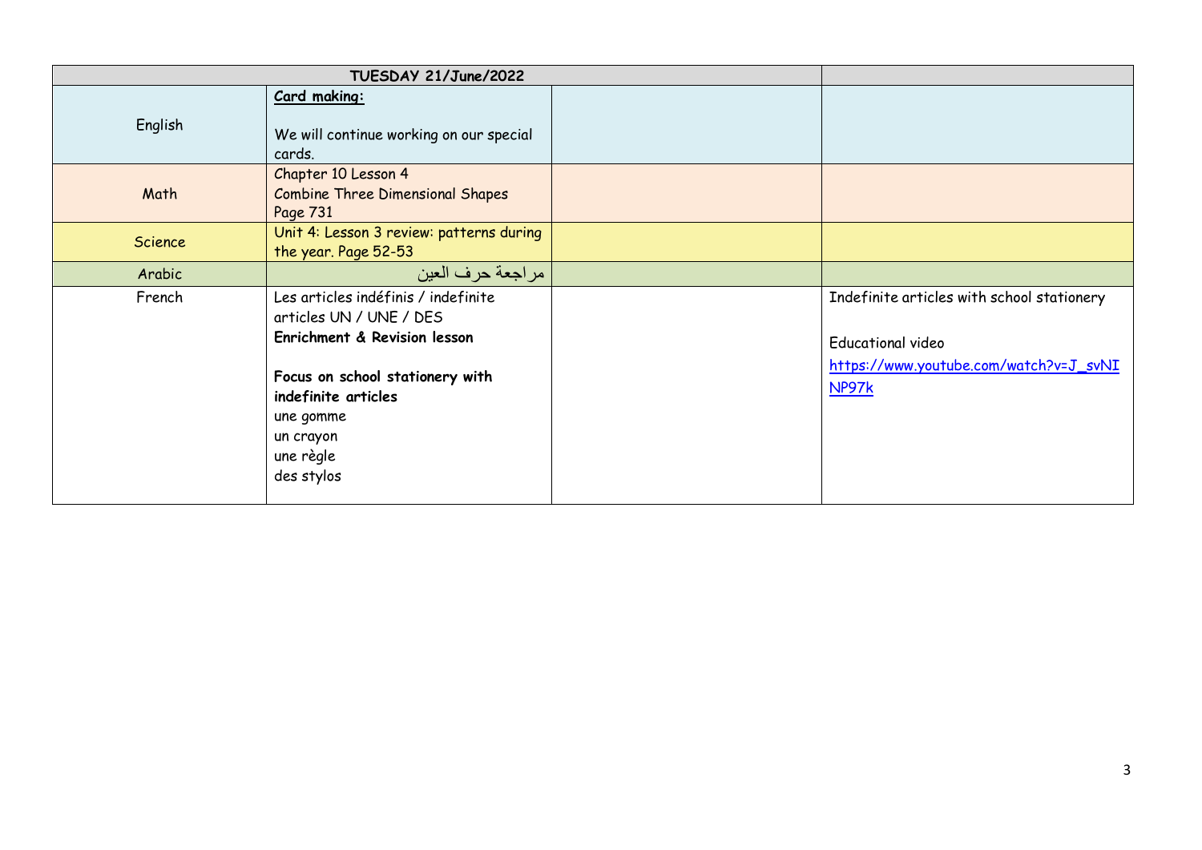| TUESDAY 21/June/2022 | | | |
|---|---|---|---|
| English | **Card making:**<br><br>We will continue working on our special cards. | | |
| Math | Chapter 10 Lesson 4<br>Combine Three Dimensional Shapes<br>Page 731 | | |
| Science | Unit 4: Lesson 3 review: patterns during the year. Page 52-53 | | |
| Arabic | مراجعة حرف العين | | |
| French | Les articles indéfinis / indefinite articles UN / UNE / DES<br>**Enrichment & Revision lesson**<br><br>**Focus on school stationery with indefinite articles**<br>une gomme<br>un crayon<br>une règle<br>des stylos | | Indefinite articles with school stationery<br><br>Educational video<br>https://www.youtube.com/watch?v=J_svNINP97k |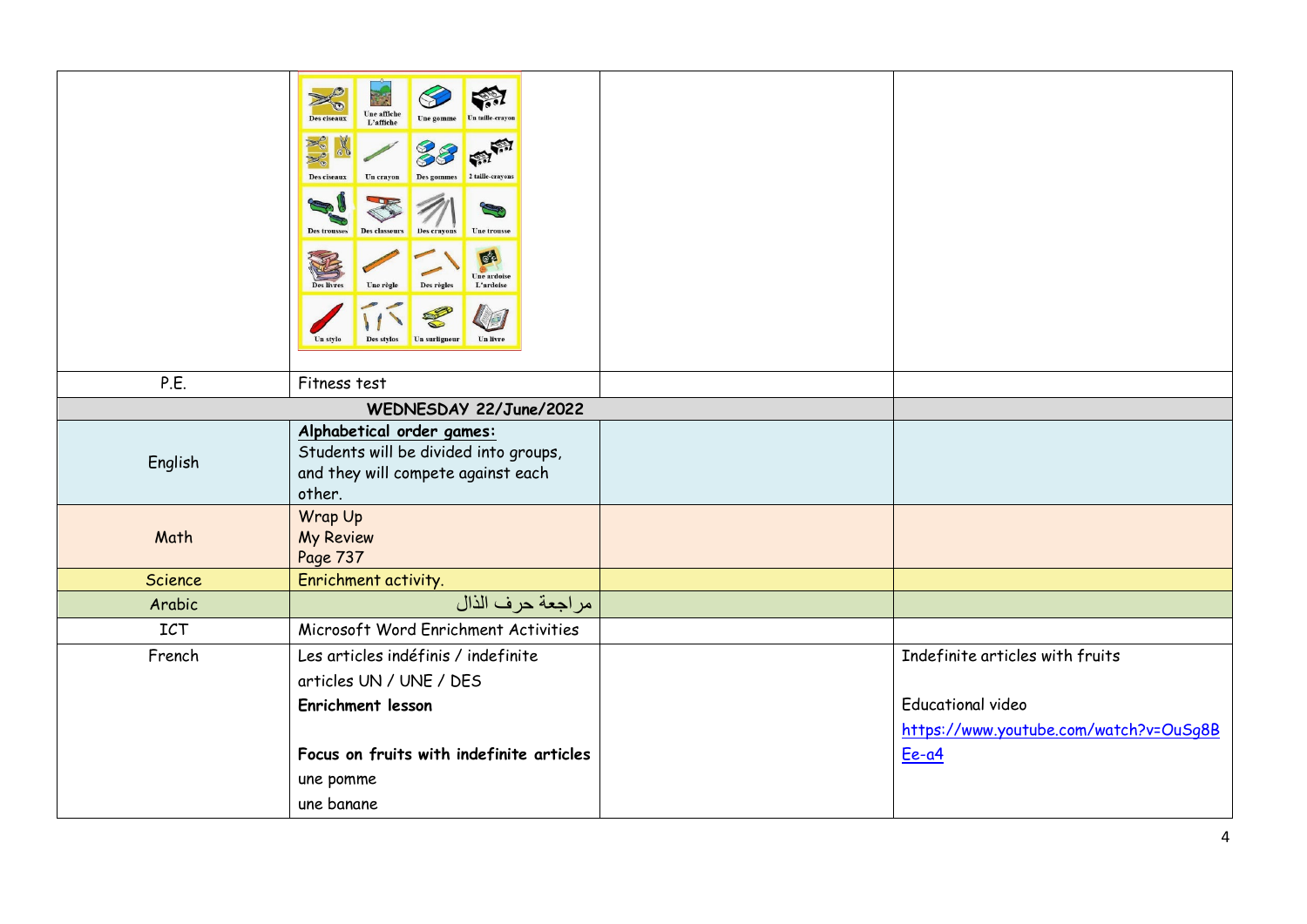| | | | |
|---|---|---|---|
| | Des ciseaux, Une affiche L'affiche, Une gomme, Un taille-crayon, Des ciseaux, Un crayon, Des gommes, 2 taille-crayons, Des trousses, Des classeurs, Des crayons, Une trousse, Des livres, Une règle, Des règles, Une ardoise L'ardoise, Un stylo, Des stylos, Un surligneur, Un livre | | |
| P.E. | Fitness test | | |
| **WEDNESDAY 22/June/2022** | | | |
| English | **Alphabetical order games:** Students will be divided into groups, and they will compete against each other. | | |
| Math | Wrap Up<br>My Review<br>Page 737 | | |
| Science | Enrichment activity. | | |
| Arabic | مراجعة حرف الذال | | |
| ICT | Microsoft Word Enrichment Activities | | |
| French | Les articles indéfinis / indefinite articles UN / UNE / DES<br>**Enrichment lesson**<br><br>**Focus on fruits with indefinite articles**<br>une pomme<br>une banane | | Indefinite articles with fruits<br><br>Educational video<br>https://www.youtube.com/watch?v=OuSg8BEe-a4 |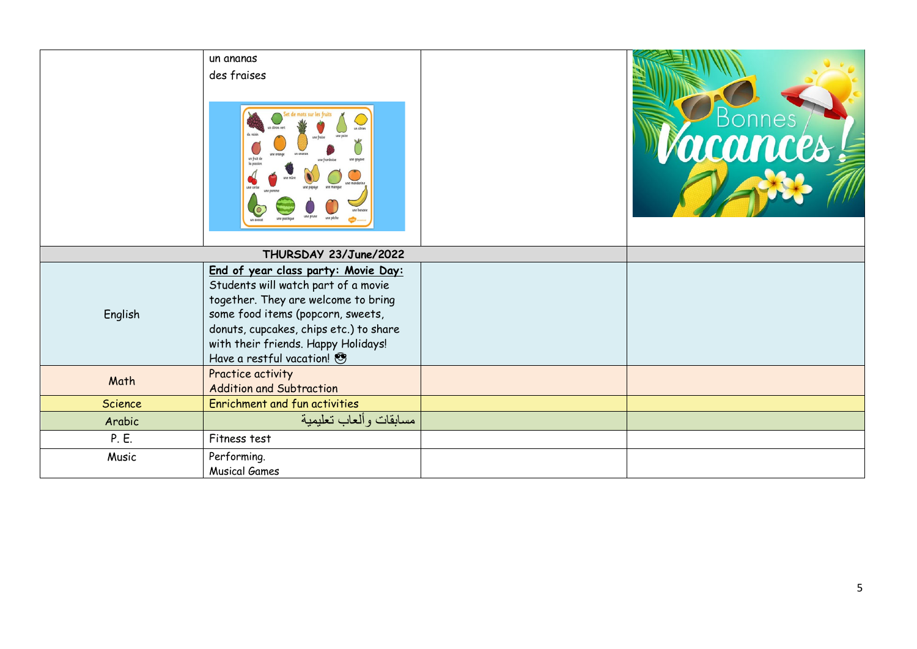| | | | |
|---|---|---|---|
| | un ananas<br>des fraises | | |
| **THURSDAY 23/June/2022** | | | |
| English | **End of year class party: Movie Day:**<br>Students will watch part of a movie together. They are welcome to bring some food items (popcorn, sweets, donuts, cupcakes, chips etc.) to share with their friends. Happy Holidays!<br>Have a restful vacation! 😎 | | |
| Math | Practice activity<br>Addition and Subtraction | | |
| Science | Enrichment and fun activities | | |
| Arabic | مسابقات وألعاب تعليمية | | |
| P. E. | Fitness test | | |
| Music | Performing.<br>Musical Games | | |